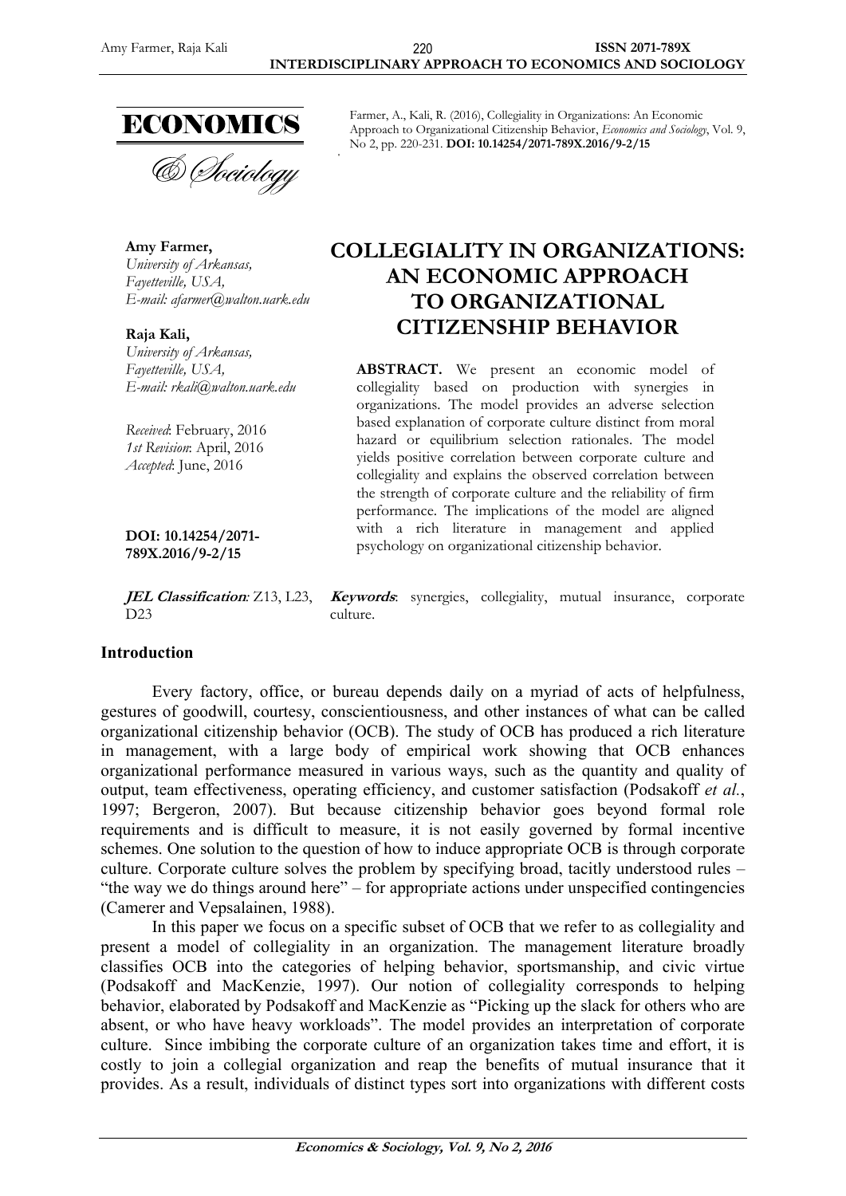Farmer, A., Kali, R. (2016), Collegiality in Organizations: An Economic Approach to Organizational Citizenship Behavior, *Economics and Sociology*, Vol. 9, No 2, pp. 220-231. **DOI: 10.14254/2071-789X.2016/9-2/15**

**Amy Farmer,**
*University of Arkansas,*
*Fayetteville, USA,*
*E-mail: afarmer@walton.uark.edu*

**Raja Kali,**
*University of Arkansas,*
*Fayetteville, USA,*
*E-mail: rkali@walton.uark.edu*

*Received*: February, 2016
*1st Revision*: April, 2016
*Accepted*: June, 2016

**DOI: 10.14254/2071-789X.2016/9-2/15**

**JEL Classification**: Z13, L23, D23

# COLLEGIALITY IN ORGANIZATIONS: AN ECONOMIC APPROACH TO ORGANIZATIONAL CITIZENSHIP BEHAVIOR

**ABSTRACT.** We present an economic model of collegiality based on production with synergies in organizations. The model provides an adverse selection based explanation of corporate culture distinct from moral hazard or equilibrium selection rationales. The model yields positive correlation between corporate culture and collegiality and explains the observed correlation between the strength of corporate culture and the reliability of firm performance. The implications of the model are aligned with a rich literature in management and applied psychology on organizational citizenship behavior.

**Keywords**: synergies, collegiality, mutual insurance, corporate culture.

## Introduction

Every factory, office, or bureau depends daily on a myriad of acts of helpfulness, gestures of goodwill, courtesy, conscientiousness, and other instances of what can be called organizational citizenship behavior (OCB). The study of OCB has produced a rich literature in management, with a large body of empirical work showing that OCB enhances organizational performance measured in various ways, such as the quantity and quality of output, team effectiveness, operating efficiency, and customer satisfaction (Podsakoff *et al.*, 1997; Bergeron, 2007). But because citizenship behavior goes beyond formal role requirements and is difficult to measure, it is not easily governed by formal incentive schemes. One solution to the question of how to induce appropriate OCB is through corporate culture. Corporate culture solves the problem by specifying broad, tacitly understood rules – "the way we do things around here" – for appropriate actions under unspecified contingencies (Camerer and Vepsalainen, 1988).

In this paper we focus on a specific subset of OCB that we refer to as collegiality and present a model of collegiality in an organization. The management literature broadly classifies OCB into the categories of helping behavior, sportsmanship, and civic virtue (Podsakoff and MacKenzie, 1997). Our notion of collegiality corresponds to helping behavior, elaborated by Podsakoff and MacKenzie as "Picking up the slack for others who are absent, or who have heavy workloads". The model provides an interpretation of corporate culture. Since imbibing the corporate culture of an organization takes time and effort, it is costly to join a collegial organization and reap the benefits of mutual insurance that it provides. As a result, individuals of distinct types sort into organizations with different costs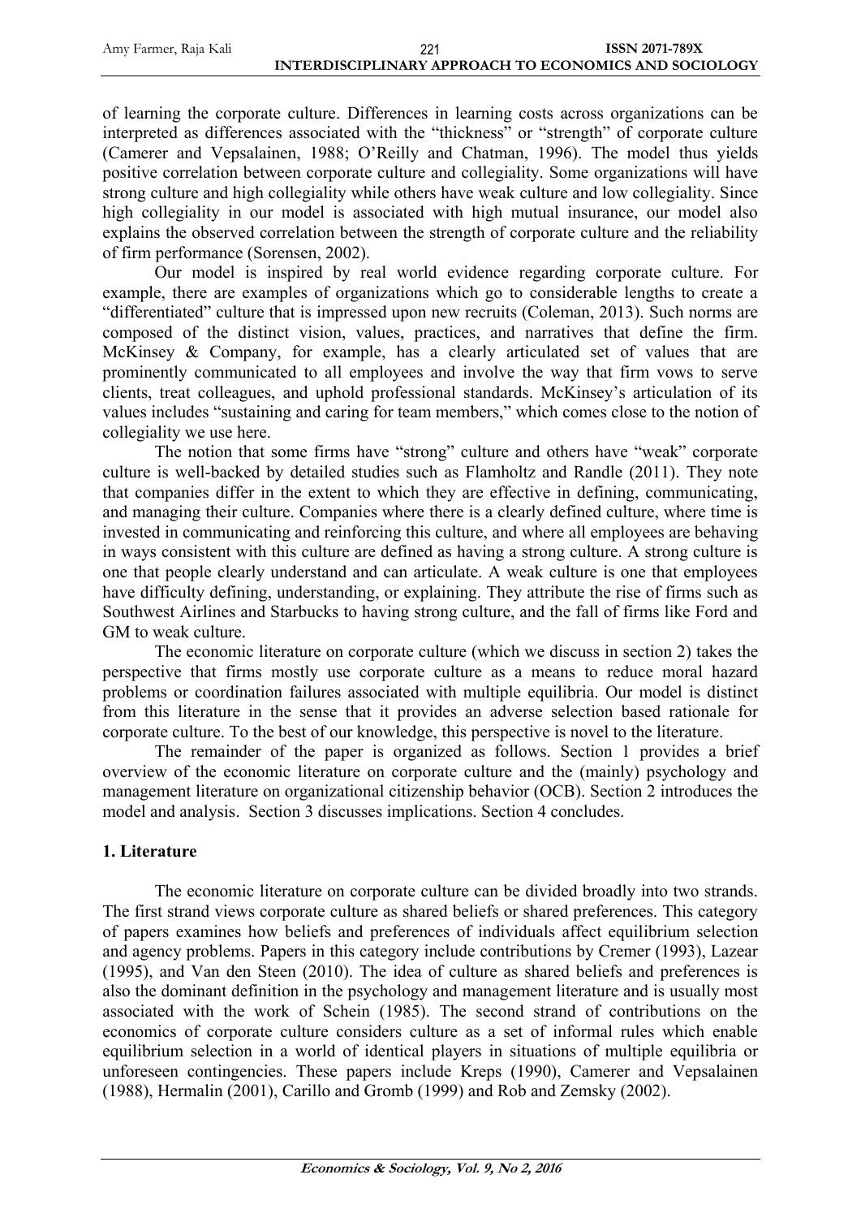of learning the corporate culture. Differences in learning costs across organizations can be interpreted as differences associated with the "thickness" or "strength" of corporate culture (Camerer and Vepsalainen, 1988; O'Reilly and Chatman, 1996). The model thus yields positive correlation between corporate culture and collegiality. Some organizations will have strong culture and high collegiality while others have weak culture and low collegiality. Since high collegiality in our model is associated with high mutual insurance, our model also explains the observed correlation between the strength of corporate culture and the reliability of firm performance (Sorensen, 2002).

Our model is inspired by real world evidence regarding corporate culture. For example, there are examples of organizations which go to considerable lengths to create a "differentiated" culture that is impressed upon new recruits (Coleman, 2013). Such norms are composed of the distinct vision, values, practices, and narratives that define the firm. McKinsey & Company, for example, has a clearly articulated set of values that are prominently communicated to all employees and involve the way that firm vows to serve clients, treat colleagues, and uphold professional standards. McKinsey's articulation of its values includes "sustaining and caring for team members," which comes close to the notion of collegiality we use here.

The notion that some firms have "strong" culture and others have "weak" corporate culture is well-backed by detailed studies such as Flamholtz and Randle (2011). They note that companies differ in the extent to which they are effective in defining, communicating, and managing their culture. Companies where there is a clearly defined culture, where time is invested in communicating and reinforcing this culture, and where all employees are behaving in ways consistent with this culture are defined as having a strong culture. A strong culture is one that people clearly understand and can articulate. A weak culture is one that employees have difficulty defining, understanding, or explaining. They attribute the rise of firms such as Southwest Airlines and Starbucks to having strong culture, and the fall of firms like Ford and GM to weak culture.

The economic literature on corporate culture (which we discuss in section 2) takes the perspective that firms mostly use corporate culture as a means to reduce moral hazard problems or coordination failures associated with multiple equilibria. Our model is distinct from this literature in the sense that it provides an adverse selection based rationale for corporate culture. To the best of our knowledge, this perspective is novel to the literature.

The remainder of the paper is organized as follows. Section 1 provides a brief overview of the economic literature on corporate culture and the (mainly) psychology and management literature on organizational citizenship behavior (OCB). Section 2 introduces the model and analysis. Section 3 discusses implications. Section 4 concludes.

## 1. Literature

The economic literature on corporate culture can be divided broadly into two strands. The first strand views corporate culture as shared beliefs or shared preferences. This category of papers examines how beliefs and preferences of individuals affect equilibrium selection and agency problems. Papers in this category include contributions by Cremer (1993), Lazear (1995), and Van den Steen (2010). The idea of culture as shared beliefs and preferences is also the dominant definition in the psychology and management literature and is usually most associated with the work of Schein (1985). The second strand of contributions on the economics of corporate culture considers culture as a set of informal rules which enable equilibrium selection in a world of identical players in situations of multiple equilibria or unforeseen contingencies. These papers include Kreps (1990), Camerer and Vepsalainen (1988), Hermalin (2001), Carillo and Gromb (1999) and Rob and Zemsky (2002).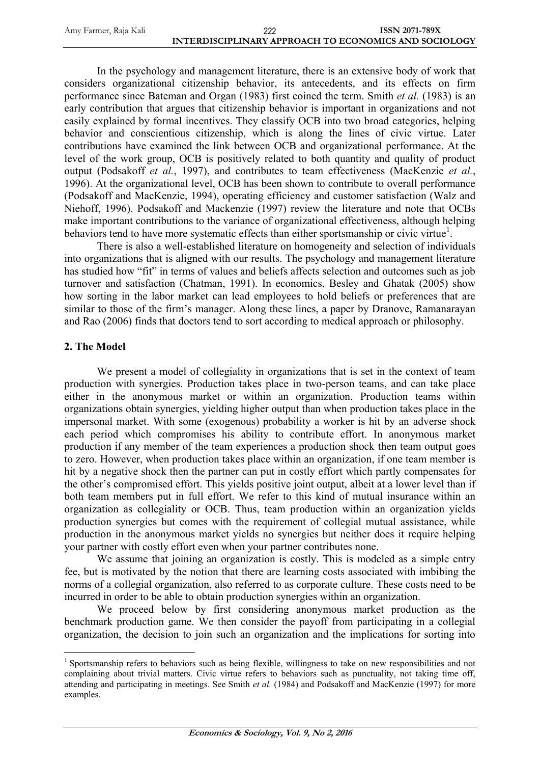In the psychology and management literature, there is an extensive body of work that considers organizational citizenship behavior, its antecedents, and its effects on firm performance since Bateman and Organ (1983) first coined the term. Smith *et al.* (1983) is an early contribution that argues that citizenship behavior is important in organizations and not easily explained by formal incentives. They classify OCB into two broad categories, helping behavior and conscientious citizenship, which is along the lines of civic virtue. Later contributions have examined the link between OCB and organizational performance. At the level of the work group, OCB is positively related to both quantity and quality of product output (Podsakoff *et al.*, 1997), and contributes to team effectiveness (MacKenzie *et al.*, 1996). At the organizational level, OCB has been shown to contribute to overall performance (Podsakoff and MacKenzie, 1994), operating efficiency and customer satisfaction (Walz and Niehoff, 1996). Podsakoff and Mackenzie (1997) review the literature and note that OCBs make important contributions to the variance of organizational effectiveness, although helping behaviors tend to have more systematic effects than either sportsmanship or civic virtue[1].

There is also a well-established literature on homogeneity and selection of individuals into organizations that is aligned with our results. The psychology and management literature has studied how "fit" in terms of values and beliefs affects selection and outcomes such as job turnover and satisfaction (Chatman, 1991). In economics, Besley and Ghatak (2005) show how sorting in the labor market can lead employees to hold beliefs or preferences that are similar to those of the firm's manager. Along these lines, a paper by Dranove, Ramanarayan and Rao (2006) finds that doctors tend to sort according to medical approach or philosophy.

## 2. The Model

We present a model of collegiality in organizations that is set in the context of team production with synergies. Production takes place in two-person teams, and can take place either in the anonymous market or within an organization. Production teams within organizations obtain synergies, yielding higher output than when production takes place in the impersonal market. With some (exogenous) probability a worker is hit by an adverse shock each period which compromises his ability to contribute effort. In anonymous market production if any member of the team experiences a production shock then team output goes to zero. However, when production takes place within an organization, if one team member is hit by a negative shock then the partner can put in costly effort which partly compensates for the other's compromised effort. This yields positive joint output, albeit at a lower level than if both team members put in full effort. We refer to this kind of mutual insurance within an organization as collegiality or OCB. Thus, team production within an organization yields production synergies but comes with the requirement of collegial mutual assistance, while production in the anonymous market yields no synergies but neither does it require helping your partner with costly effort even when your partner contributes none.

We assume that joining an organization is costly. This is modeled as a simple entry fee, but is motivated by the notion that there are learning costs associated with imbibing the norms of a collegial organization, also referred to as corporate culture. These costs need to be incurred in order to be able to obtain production synergies within an organization.

We proceed below by first considering anonymous market production as the benchmark production game. We then consider the payoff from participating in a collegial organization, the decision to join such an organization and the implications for sorting into

[1] Sportsmanship refers to behaviors such as being flexible, willingness to take on new responsibilities and not complaining about trivial matters. Civic virtue refers to behaviors such as punctuality, not taking time off, attending and participating in meetings. See Smith *et al.* (1984) and Podsakoff and MacKenzie (1997) for more examples.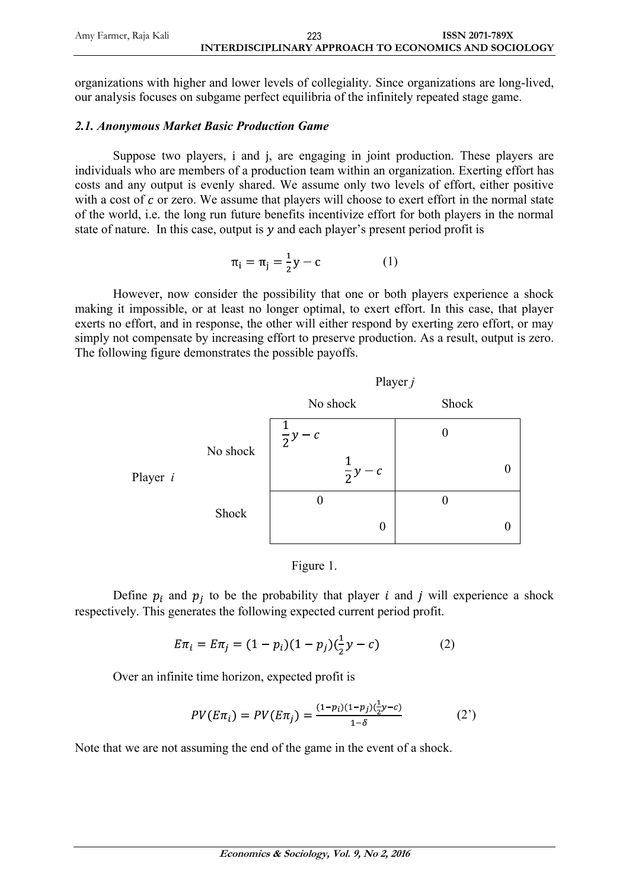organizations with higher and lower levels of collegiality. Since organizations are long-lived, our analysis focuses on subgame perfect equilibria of the infinitely repeated stage game.

### *2.1. Anonymous Market Basic Production Game*

Suppose two players, i and j, are engaging in joint production. These players are individuals who are members of a production team within an organization. Exerting effort has costs and any output is evenly shared. We assume only two levels of effort, either positive with a cost of $c$ or zero. We assume that players will choose to exert effort in the normal state of the world, i.e. the long run future benefits incentivize effort for both players in the normal state of nature. In this case, output is $y$ and each player's present period profit is

$$\pi_i = \pi_j = \frac{1}{2}y - c \qquad (1)$$

However, now consider the possibility that one or both players experience a shock making it impossible, or at least no longer optimal, to exert effort. In this case, that player exerts no effort, and in response, the other will either respond by exerting zero effort, or may simply not compensate by increasing effort to preserve production. As a result, output is zero. The following figure demonstrates the possible payoffs.

| | | Player *j* | |
|---|---|---|---|
| | | No shock | Shock |
| Player *i* | No shock | $\frac{1}{2}y - c$, $\frac{1}{2}y - c$ | 0, 0 |
| | Shock | 0, 0 | 0, 0 |

Figure 1.

Define $p_i$ and $p_j$ to be the probability that player $i$ and $j$ will experience a shock respectively. This generates the following expected current period profit.

$$E\pi_i = E\pi_j = (1 - p_i)(1 - p_j)(\tfrac{1}{2}y - c) \qquad (2)$$

Over an infinite time horizon, expected profit is

$$PV(E\pi_i) = PV(E\pi_j) = \frac{(1-p_i)(1-p_j)(\frac{1}{2}y-c)}{1-\delta} \qquad (2')$$

Note that we are not assuming the end of the game in the event of a shock.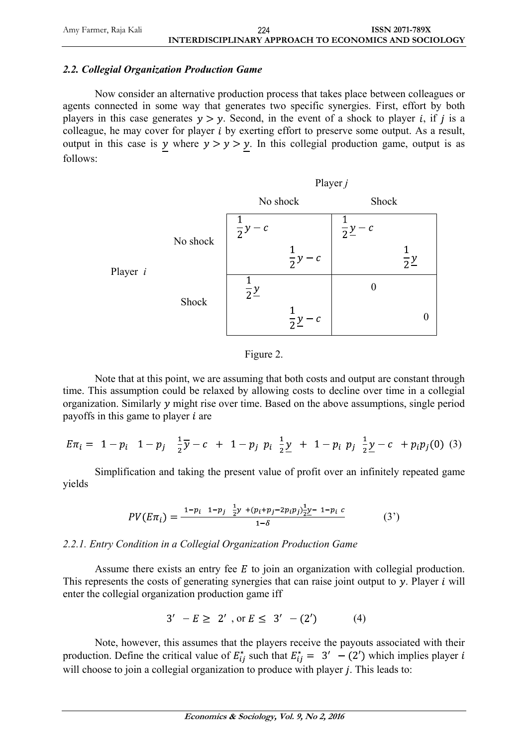### *2.2. Collegial Organization Production Game*

Now consider an alternative production process that takes place between colleagues or agents connected in some way that generates two specific synergies. First, effort by both players in this case generates $y > y$. Second, in the event of a shock to player $i$, if $j$ is a colleague, he may cover for player $i$ by exerting effort to preserve some output. As a result, output in this case is $\underline{y}$ where $y > y > \underline{y}$. In this collegial production game, output is as follows:

| | | Player $j$ | |
|---|---|---|---|
| | | No shock | Shock |
| Player $i$ | No shock | $\frac{1}{2}y - c$, $\frac{1}{2}y - c$ | $\frac{1}{2}\underline{y} - c$, $\frac{1}{2}\underline{y}$ |
| | Shock | $\frac{1}{2}\underline{y}$, $\frac{1}{2}\underline{y} - c$ | 0, 0 |

Figure 2.

Note that at this point, we are assuming that both costs and output are constant through time. This assumption could be relaxed by allowing costs to decline over time in a collegial organization. Similarly $y$ might rise over time. Based on the above assumptions, single period payoffs in this game to player $i$ are

$$E\pi_i = (1-p_i)(1-p_j)\left(\tfrac{1}{2}\overline{y} - c\right) + (1-p_j)p_i\left(\tfrac{1}{2}\underline{y}\right) + (1-p_i)p_j\left(\tfrac{1}{2}\underline{y} - c\right) + p_ip_j(0) \quad (3)$$

Simplification and taking the present value of profit over an infinitely repeated game yields

$$PV(E\pi_i) = \frac{(1-p_i)(1-p_j)\left(\frac{1}{2}y\right) + (p_i+p_j-2p_ip_j)\frac{1}{2}\underline{y} - (1-p_i)c}{1-\delta} \qquad (3')$$

#### *2.2.1. Entry Condition in a Collegial Organization Production Game*

Assume there exists an entry fee $E$ to join an organization with collegial production. This represents the costs of generating synergies that can raise joint output to $y$. Player $i$ will enter the collegial organization production game iff

$$(3') - E \geq (2')\text{, or } E \leq (3') - (2') \qquad (4)$$

Note, however, this assumes that the players receive the payouts associated with their production. Define the critical value of $E_{ij}^*$ such that $E_{ij}^* = (3') - (2')$ which implies player $i$ will choose to join a collegial organization to produce with player $j$. This leads to: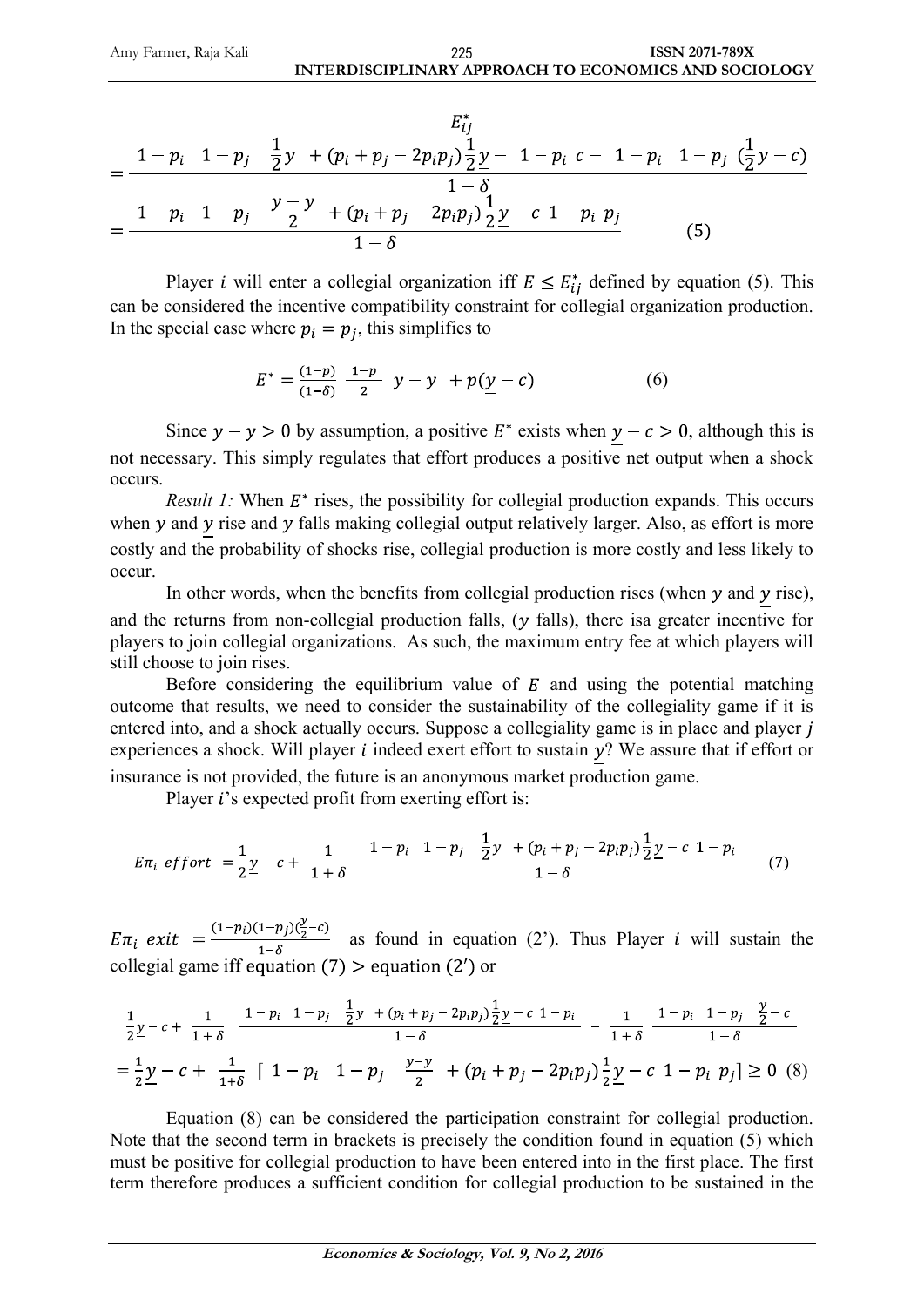$$E_{ij}^{*} = \frac{(1-p_i)(1-p_j)\left(\frac{1}{2}\bar{y}\right) + (p_i+p_j-2p_ip_j)\frac{1}{2}\underline{y} - (1-p_i)c - (1-p_i)(1-p_j)\left(\frac{1}{2}y - c\right)}{1-\delta}$$

$$= \frac{(1-p_i)(1-p_j)\left(\frac{\bar{y}-y}{2}\right) + (p_i+p_j-2p_ip_j)\frac{1}{2}\underline{y} - c(1-p_i)p_j}{1-\delta} \qquad (5)$$

Player $i$ will enter a collegial organization iff $E \leq E_{ij}^{*}$ defined by equation (5). This can be considered the incentive compatibility constraint for collegial organization production. In the special case where $p_i = p_j$, this simplifies to

$$E^{*} = \frac{(1-p)}{(1-\delta)}\left[\left(\frac{1-p}{2}\right)(\bar{y}-y) + p(\underline{y}-c)\right] \qquad (6)$$

Since $\bar{y} - y > 0$ by assumption, a positive $E^{*}$ exists when $\underline{y} - c > 0$, although this is not necessary. This simply regulates that effort produces a positive net output when a shock occurs.

*Result 1:* When $E^{*}$ rises, the possibility for collegial production expands. This occurs when $\bar{y}$ and $\underline{y}$ rise and $y$ falls making collegial output relatively larger. Also, as effort is more costly and the probability of shocks rise, collegial production is more costly and less likely to occur.

In other words, when the benefits from collegial production rises (when $\bar{y}$ and $\underline{y}$ rise), and the returns from non-collegial production falls, ($y$ falls), there isa greater incentive for players to join collegial organizations. As such, the maximum entry fee at which players will still choose to join rises.

Before considering the equilibrium value of $E$ and using the potential matching outcome that results, we need to consider the sustainability of the collegiality game if it is entered into, and a shock actually occurs. Suppose a collegiality game is in place and player $j$ experiences a shock. Will player $i$ indeed exert effort to sustain $\underline{y}$? We assure that if effort or insurance is not provided, the future is an anonymous market production game.

Player $i$'s expected profit from exerting effort is:

$$E\pi_i\ effort = \frac{1}{2}\underline{y} - c + \frac{1}{1+\delta}\left[\frac{(1-p_i)(1-p_j)\left(\frac{1}{2}\bar{y}\right) + (p_i+p_j-2p_ip_j)\frac{1}{2}\underline{y} - c(1-p_i)}{1-\delta}\right] \qquad (7)$$

$E\pi_i\ exit = \frac{(1-p_i)(1-p_j)\left(\frac{y}{2}-c\right)}{1-\delta}$ as found in equation (2'). Thus Player $i$ will sustain the collegial game iff equation (7) > equation (2') or

$$\frac{1}{2}\underline{y} - c + \frac{1}{1+\delta}\left[\frac{(1-p_i)(1-p_j)\left(\frac{1}{2}\bar{y}\right) + (p_i+p_j-2p_ip_j)\frac{1}{2}\underline{y} - c(1-p_i)}{1-\delta}\right] - \frac{1}{1+\delta}\left[\frac{(1-p_i)(1-p_j)\left(\frac{y}{2}-c\right)}{1-\delta}\right]$$

$$= \frac{1}{2}\underline{y} - c + \frac{1}{1+\delta}\left[(1-p_i)(1-p_j)\left(\frac{\bar{y}-y}{2}\right) + (p_i+p_j-2p_ip_j)\frac{1}{2}\underline{y} - c(1-p_i)p_j\right] \geq 0 \quad (8)$$

Equation (8) can be considered the participation constraint for collegial production. Note that the second term in brackets is precisely the condition found in equation (5) which must be positive for collegial production to have been entered into in the first place. The first term therefore produces a sufficient condition for collegial production to be sustained in the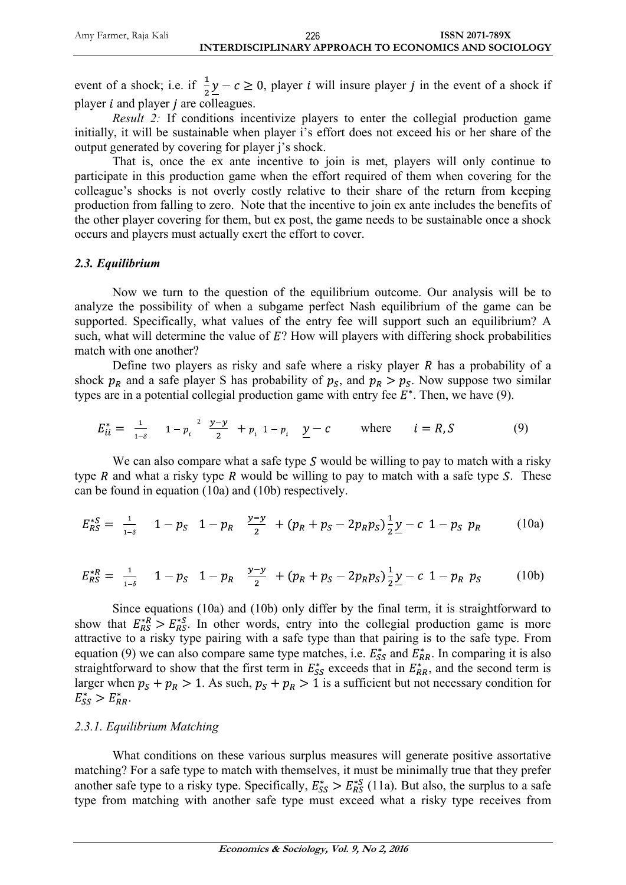event of a shock; i.e. if $\frac{1}{2}\underline{y} - c \geq 0$, player $i$ will insure player $j$ in the event of a shock if player $i$ and player $j$ are colleagues.

*Result 2:* If conditions incentivize players to enter the collegial production game initially, it will be sustainable when player i's effort does not exceed his or her share of the output generated by covering for player j's shock.

That is, once the ex ante incentive to join is met, players will only continue to participate in this production game when the effort required of them when covering for the colleague's shocks is not overly costly relative to their share of the return from keeping production from falling to zero. Note that the incentive to join ex ante includes the benefits of the other player covering for them, but ex post, the game needs to be sustainable once a shock occurs and players must actually exert the effort to cover.

### *2.3. Equilibrium*

Now we turn to the question of the equilibrium outcome. Our analysis will be to analyze the possibility of when a subgame perfect Nash equilibrium of the game can be supported. Specifically, what values of the entry fee will support such an equilibrium? A such, what will determine the value of $E$? How will players with differing shock probabilities match with one another?

Define two players as risky and safe where a risky player $R$ has a probability of a shock $p_R$ and a safe player S has probability of $p_S$, and $p_R > p_S$. Now suppose two similar types are in a potential collegial production game with entry fee $E^*$. Then, we have (9).

$$E_{ii}^* = \frac{1}{1-\delta}\left[\left(1-p_i\right)^2 \frac{y-\underline{y}}{2} + p_i\left(1-p_i\right)\left(\underline{y} - c\right)\right] \quad \text{where} \quad i = R, S \tag{9}$$

We can also compare what a safe type $S$ would be willing to pay to match with a risky type $R$ and what a risky type $R$ would be willing to pay to match with a safe type $S$. These can be found in equation (10a) and (10b) respectively.

$$E_{RS}^{*S} = \frac{1}{1-\delta}\left[\left(1-p_S\right)\left(1-p_R\right)\frac{y-\underline{y}}{2} + (p_R + p_S - 2p_Rp_S)\frac{1}{2}\underline{y} - c\left(1-p_S\right)p_R\right] \tag{10a}$$

$$E_{RS}^{*R} = \frac{1}{1-\delta}\left[\left(1-p_S\right)\left(1-p_R\right)\frac{y-\underline{y}}{2} + (p_R + p_S - 2p_Rp_S)\frac{1}{2}\underline{y} - c\left(1-p_R\right)p_S\right] \tag{10b}$$

Since equations (10a) and (10b) only differ by the final term, it is straightforward to show that $E_{RS}^{*R} > E_{RS}^{*S}$. In other words, entry into the collegial production game is more attractive to a risky type pairing with a safe type than that pairing is to the safe type. From equation (9) we can also compare same type matches, i.e. $E_{SS}^*$ and $E_{RR}^*$. In comparing it is also straightforward to show that the first term in $E_{SS}^*$ exceeds that in $E_{RR}^*$, and the second term is larger when $p_S + p_R > 1$. As such, $p_S + p_R > 1$ is a sufficient but not necessary condition for $E_{SS}^* > E_{RR}^*$.

#### *2.3.1. Equilibrium Matching*

What conditions on these various surplus measures will generate positive assortative matching? For a safe type to match with themselves, it must be minimally true that they prefer another safe type to a risky type. Specifically, $E_{SS}^* > E_{RS}^{*S}$ (11a). But also, the surplus to a safe type from matching with another safe type must exceed what a risky type receives from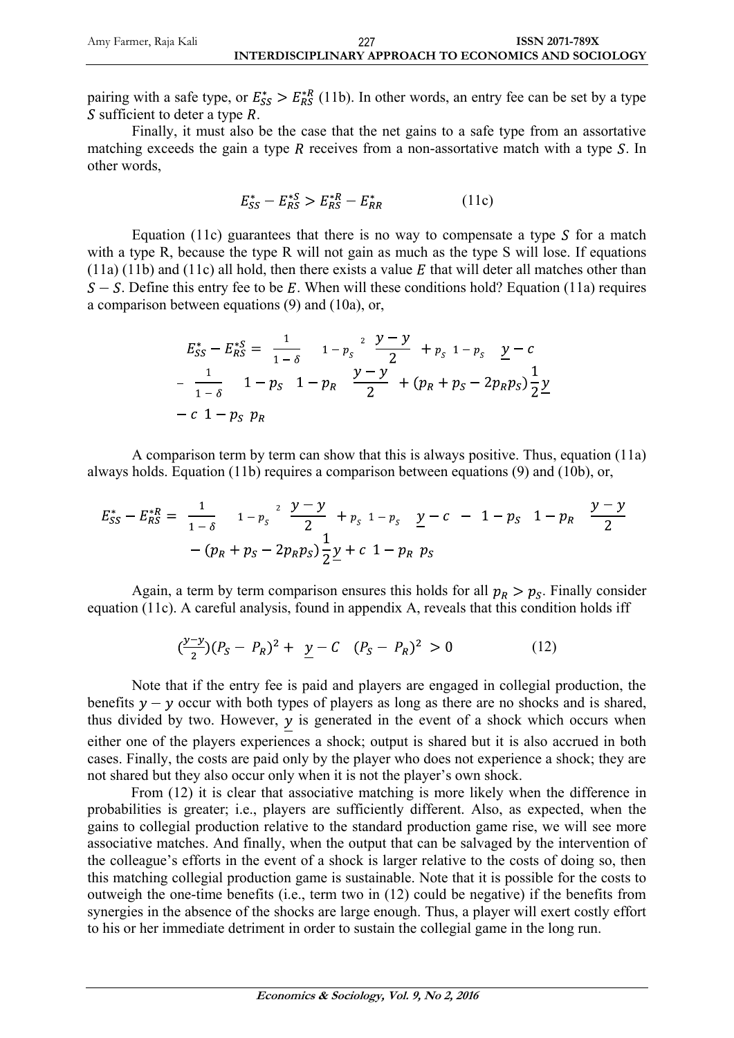pairing with a safe type, or $E_{SS}^{*} > E_{RS}^{*R}$ (11b). In other words, an entry fee can be set by a type $S$ sufficient to deter a type $R$.

Finally, it must also be the case that the net gains to a safe type from an assortative matching exceeds the gain a type $R$ receives from a non-assortative match with a type $S$. In other words,

$$E_{SS}^{*} - E_{RS}^{*S} > E_{RS}^{*R} - E_{RR}^{*} \qquad \text{(11c)}$$

Equation (11c) guarantees that there is no way to compensate a type $S$ for a match with a type R, because the type R will not gain as much as the type S will lose. If equations (11a) (11b) and (11c) all hold, then there exists a value $E$ that will deter all matches other than $S - S$. Define this entry fee to be $E$. When will these conditions hold? Equation (11a) requires a comparison between equations (9) and (10a), or,

$$E_{SS}^{*} - E_{RS}^{*S} = \frac{1}{1-\delta}\left[\left(1-p_S\right)^2\left(\frac{\bar{y}-y}{2}\right) + p_S\left(1-p_S\right)\left(\underline{y}-c\right)\right] - \frac{1}{1-\delta}\left[\left(1-p_S\right)\left(1-p_R\right)\left(\frac{\bar{y}-y}{2}\right) + (p_R + p_S - 2p_R p_S)\frac{1}{2}\underline{y} - c\left(1-p_S\right)p_R\right]$$

A comparison term by term can show that this is always positive. Thus, equation (11a) always holds. Equation (11b) requires a comparison between equations (9) and (10b), or,

$$E_{SS}^{*} - E_{RS}^{*R} = \frac{1}{1-\delta}\left[\left(1-p_S\right)^2\left(\frac{\bar{y}-y}{2}\right) + p_S\left(1-p_S\right)\left(\underline{y}-c\right) - \left(1-p_S\right)\left(1-p_R\right)\left(\frac{\bar{y}-y}{2}\right) - (p_R + p_S - 2p_R p_S)\frac{1}{2}\underline{y} + c\left(1-p_R\right)p_S\right]$$

Again, a term by term comparison ensures this holds for all $p_R > p_S$. Finally consider equation (11c). A careful analysis, found in appendix A, reveals that this condition holds iff

$$\left(\frac{\bar{y}-y}{2}\right)(P_S - P_R)^2 + \left(\underline{y} - C\right)(P_S - P_R)^2 > 0 \qquad \text{(12)}$$

Note that if the entry fee is paid and players are engaged in collegial production, the benefits $\bar{y} - y$ occur with both types of players as long as there are no shocks and is shared, thus divided by two. However, $\underline{y}$ is generated in the event of a shock which occurs when either one of the players experiences a shock; output is shared but it is also accrued in both cases. Finally, the costs are paid only by the player who does not experience a shock; they are not shared but they also occur only when it is not the player's own shock.

From (12) it is clear that associative matching is more likely when the difference in probabilities is greater; i.e., players are sufficiently different. Also, as expected, when the gains to collegial production relative to the standard production game rise, we will see more associative matches. And finally, when the output that can be salvaged by the intervention of the colleague's efforts in the event of a shock is larger relative to the costs of doing so, then this matching collegial production game is sustainable. Note that it is possible for the costs to outweigh the one-time benefits (i.e., term two in (12) could be negative) if the benefits from synergies in the absence of the shocks are large enough. Thus, a player will exert costly effort to his or her immediate detriment in order to sustain the collegial game in the long run.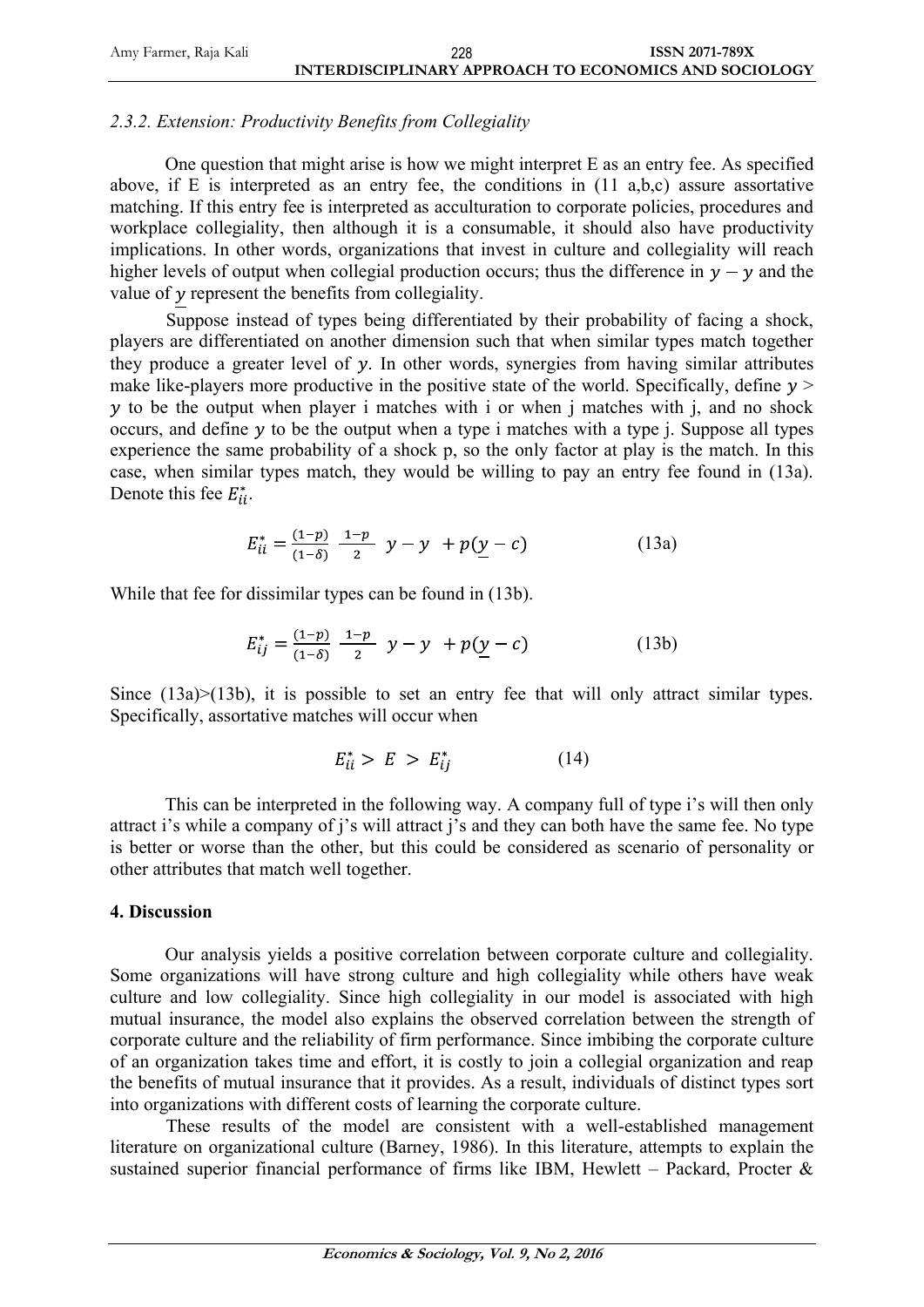### 2.3.2. Extension: Productivity Benefits from Collegiality

One question that might arise is how we might interpret E as an entry fee. As specified above, if E is interpreted as an entry fee, the conditions in (11 a,b,c) assure assortative matching. If this entry fee is interpreted as acculturation to corporate policies, procedures and workplace collegiality, then although it is a consumable, it should also have productivity implications. In other words, organizations that invest in culture and collegiality will reach higher levels of output when collegial production occurs; thus the difference in $y - y$ and the value of $\underline{y}$ represent the benefits from collegiality.

Suppose instead of types being differentiated by their probability of facing a shock, players are differentiated on another dimension such that when similar types match together they produce a greater level of $y$. In other words, synergies from having similar attributes make like-players more productive in the positive state of the world. Specifically, define $y > y$ to be the output when player i matches with i or when j matches with j, and no shock occurs, and define $y$ to be the output when a type i matches with a type j. Suppose all types experience the same probability of a shock p, so the only factor at play is the match. In this case, when similar types match, they would be willing to pay an entry fee found in (13a). Denote this fee $E_{ii}^{*}$.

$$E_{ii}^{*} = \frac{(1-p)}{(1-\delta)} \quad \frac{1-p}{2} \quad y - y \quad + p(\underline{y} - c) \tag{13a}$$

While that fee for dissimilar types can be found in (13b).

$$E_{ij}^{*} = \frac{(1-p)}{(1-\delta)} \quad \frac{1-p}{2} \quad y - y \quad + p(\underline{y} - c) \tag{13b}$$

Since (13a)>(13b), it is possible to set an entry fee that will only attract similar types. Specifically, assortative matches will occur when

$$E_{ii}^{*} > E > E_{ij}^{*} \tag{14}$$

This can be interpreted in the following way. A company full of type i's will then only attract i's while a company of j's will attract j's and they can both have the same fee. No type is better or worse than the other, but this could be considered as scenario of personality or other attributes that match well together.

## 4. Discussion

Our analysis yields a positive correlation between corporate culture and collegiality. Some organizations will have strong culture and high collegiality while others have weak culture and low collegiality. Since high collegiality in our model is associated with high mutual insurance, the model also explains the observed correlation between the strength of corporate culture and the reliability of firm performance. Since imbibing the corporate culture of an organization takes time and effort, it is costly to join a collegial organization and reap the benefits of mutual insurance that it provides. As a result, individuals of distinct types sort into organizations with different costs of learning the corporate culture.

These results of the model are consistent with a well-established management literature on organizational culture (Barney, 1986). In this literature, attempts to explain the sustained superior financial performance of firms like IBM, Hewlett – Packard, Procter &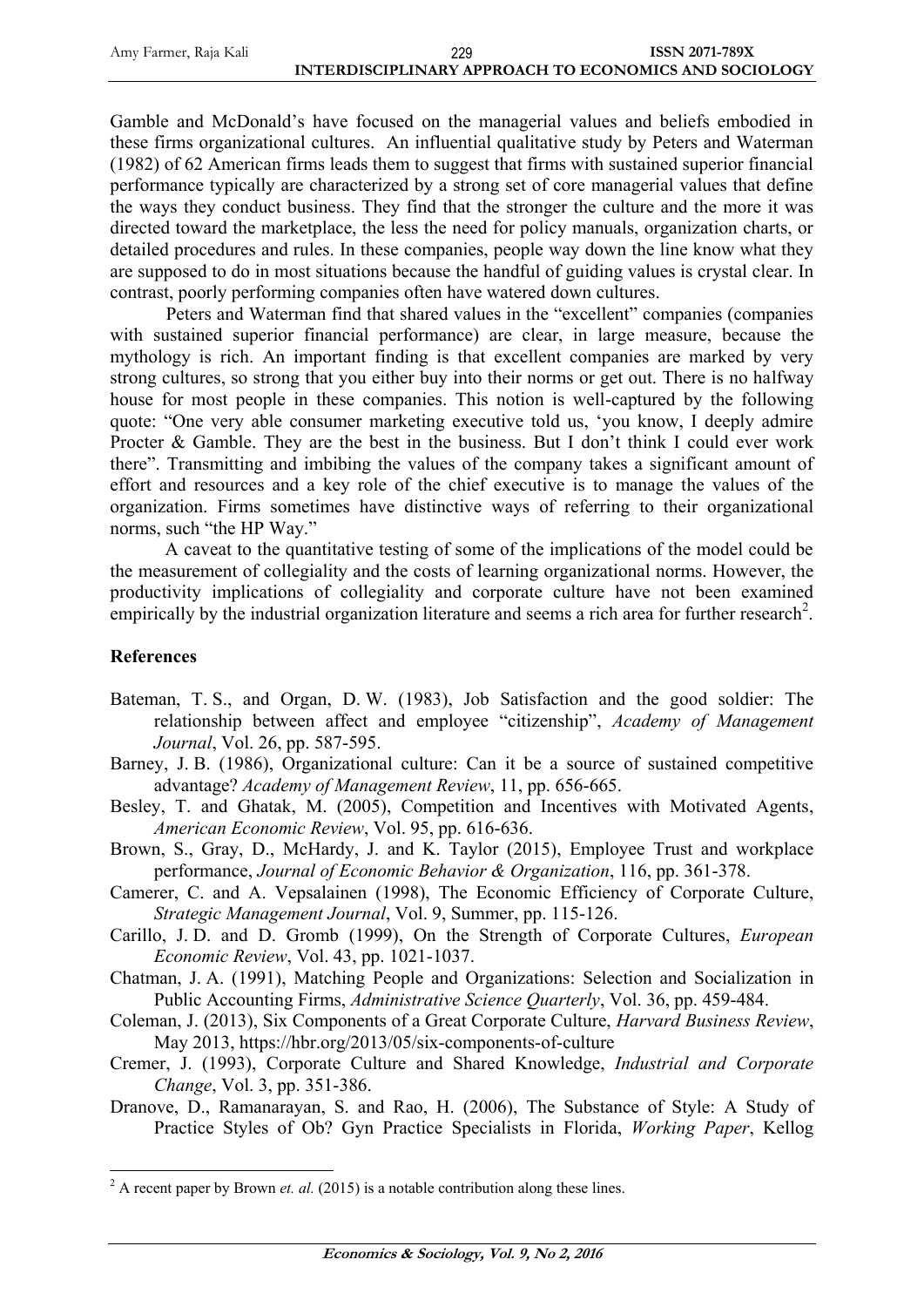Gamble and McDonald's have focused on the managerial values and beliefs embodied in these firms organizational cultures. An influential qualitative study by Peters and Waterman (1982) of 62 American firms leads them to suggest that firms with sustained superior financial performance typically are characterized by a strong set of core managerial values that define the ways they conduct business. They find that the stronger the culture and the more it was directed toward the marketplace, the less the need for policy manuals, organization charts, or detailed procedures and rules. In these companies, people way down the line know what they are supposed to do in most situations because the handful of guiding values is crystal clear. In contrast, poorly performing companies often have watered down cultures.

Peters and Waterman find that shared values in the "excellent" companies (companies with sustained superior financial performance) are clear, in large measure, because the mythology is rich. An important finding is that excellent companies are marked by very strong cultures, so strong that you either buy into their norms or get out. There is no halfway house for most people in these companies. This notion is well-captured by the following quote: "One very able consumer marketing executive told us, 'you know, I deeply admire Procter & Gamble. They are the best in the business. But I don't think I could ever work there". Transmitting and imbibing the values of the company takes a significant amount of effort and resources and a key role of the chief executive is to manage the values of the organization. Firms sometimes have distinctive ways of referring to their organizational norms, such "the HP Way."

A caveat to the quantitative testing of some of the implications of the model could be the measurement of collegiality and the costs of learning organizational norms. However, the productivity implications of collegiality and corporate culture have not been examined empirically by the industrial organization literature and seems a rich area for further research[2].

## References

Bateman, T. S., and Organ, D. W. (1983), Job Satisfaction and the good soldier: The relationship between affect and employee "citizenship", *Academy of Management Journal*, Vol. 26, pp. 587-595.

Barney, J. B. (1986), Organizational culture: Can it be a source of sustained competitive advantage? *Academy of Management Review*, 11, pp. 656-665.

Besley, T. and Ghatak, M. (2005), Competition and Incentives with Motivated Agents, *American Economic Review*, Vol. 95, pp. 616-636.

Brown, S., Gray, D., McHardy, J. and K. Taylor (2015), Employee Trust and workplace performance, *Journal of Economic Behavior & Organization*, 116, pp. 361-378.

Camerer, C. and A. Vepsalainen (1998), The Economic Efficiency of Corporate Culture, *Strategic Management Journal*, Vol. 9, Summer, pp. 115-126.

Carillo, J. D. and D. Gromb (1999), On the Strength of Corporate Cultures, *European Economic Review*, Vol. 43, pp. 1021-1037.

Chatman, J. A. (1991), Matching People and Organizations: Selection and Socialization in Public Accounting Firms, *Administrative Science Quarterly*, Vol. 36, pp. 459-484.

Coleman, J. (2013), Six Components of a Great Corporate Culture, *Harvard Business Review*, May 2013, https://hbr.org/2013/05/six-components-of-culture

Cremer, J. (1993), Corporate Culture and Shared Knowledge, *Industrial and Corporate Change*, Vol. 3, pp. 351-386.

Dranove, D., Ramanarayan, S. and Rao, H. (2006), The Substance of Style: A Study of Practice Styles of Ob? Gyn Practice Specialists in Florida, *Working Paper*, Kellog

---

[2] A recent paper by Brown *et. al.* (2015) is a notable contribution along these lines.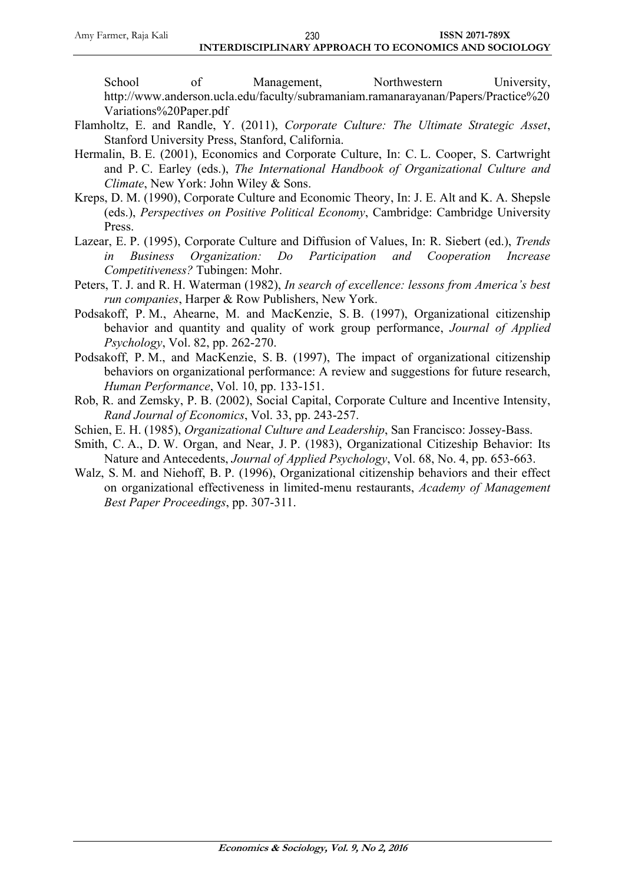School of Management, Northwestern University, http://www.anderson.ucla.edu/faculty/subramaniam.ramanarayanan/Papers/Practice%20Variations%20Paper.pdf

Flamholtz, E. and Randle, Y. (2011), *Corporate Culture: The Ultimate Strategic Asset*, Stanford University Press, Stanford, California.

Hermalin, B. E. (2001), Economics and Corporate Culture, In: C. L. Cooper, S. Cartwright and P. C. Earley (eds.), *The International Handbook of Organizational Culture and Climate*, New York: John Wiley & Sons.

Kreps, D. M. (1990), Corporate Culture and Economic Theory, In: J. E. Alt and K. A. Shepsle (eds.), *Perspectives on Positive Political Economy*, Cambridge: Cambridge University Press.

Lazear, E. P. (1995), Corporate Culture and Diffusion of Values, In: R. Siebert (ed.), *Trends in Business Organization: Do Participation and Cooperation Increase Competitiveness?* Tubingen: Mohr.

Peters, T. J. and R. H. Waterman (1982), *In search of excellence: lessons from America's best run companies*, Harper & Row Publishers, New York.

Podsakoff, P. M., Ahearne, M. and MacKenzie, S. B. (1997), Organizational citizenship behavior and quantity and quality of work group performance, *Journal of Applied Psychology*, Vol. 82, pp. 262-270.

Podsakoff, P. M., and MacKenzie, S. B. (1997), The impact of organizational citizenship behaviors on organizational performance: A review and suggestions for future research, *Human Performance*, Vol. 10, pp. 133-151.

Rob, R. and Zemsky, P. B. (2002), Social Capital, Corporate Culture and Incentive Intensity, *Rand Journal of Economics*, Vol. 33, pp. 243-257.

Schien, E. H. (1985), *Organizational Culture and Leadership*, San Francisco: Jossey-Bass.

Smith, C. A., D. W. Organ, and Near, J. P. (1983), Organizational Citizeship Behavior: Its Nature and Antecedents, *Journal of Applied Psychology*, Vol. 68, No. 4, pp. 653-663.

Walz, S. M. and Niehoff, B. P. (1996), Organizational citizenship behaviors and their effect on organizational effectiveness in limited-menu restaurants, *Academy of Management Best Paper Proceedings*, pp. 307-311.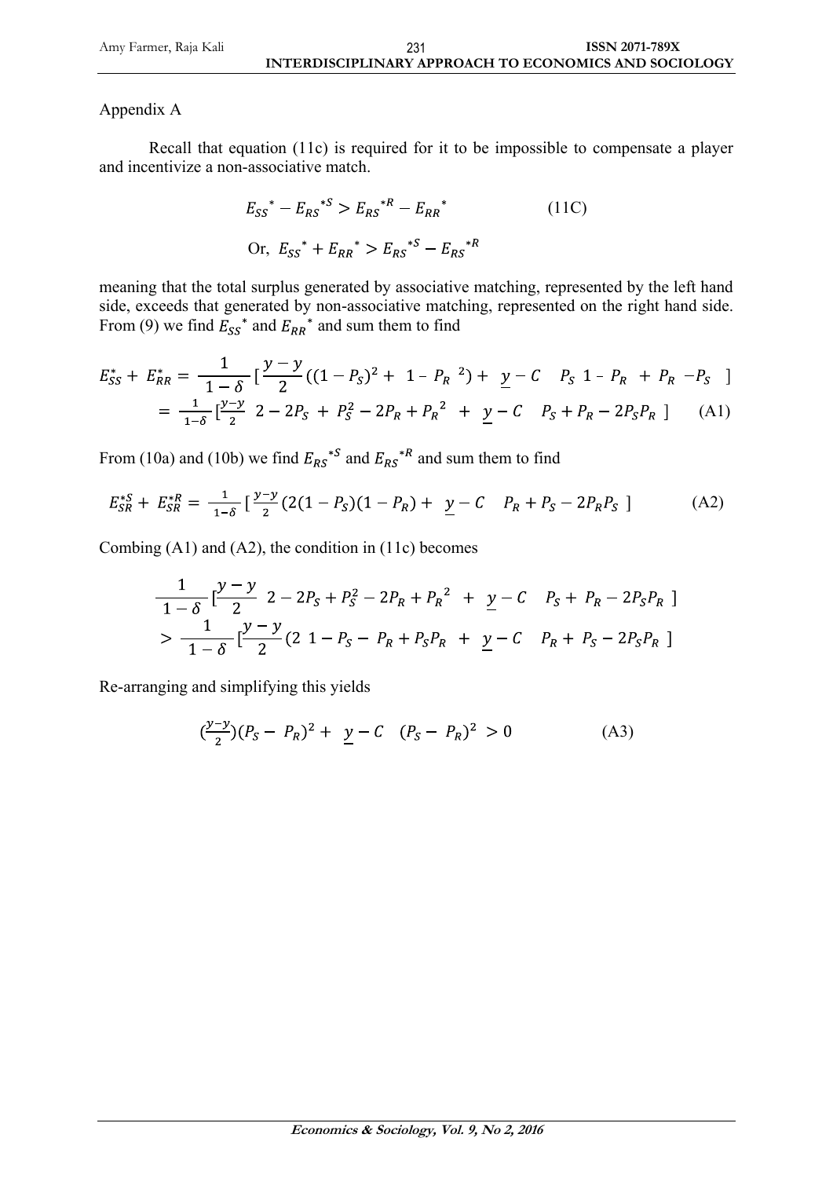Appendix A

Recall that equation (11c) is required for it to be impossible to compensate a player and incentivize a non-associative match.

$$E_{SS}^{\ *} - E_{RS}^{\ *S} > E_{RS}^{\ *R} - E_{RR}^{\ *} \qquad \text{(11C)}$$

$$\text{Or, } E_{SS}^{\ *} + E_{RR}^{\ *} > E_{RS}^{\ *S} - E_{RS}^{\ *R}$$

meaning that the total surplus generated by associative matching, represented by the left hand side, exceeds that generated by non-associative matching, represented on the right hand side. From (9) we find $E_{SS}^{\ *}$ and $E_{RR}^{\ *}$ and sum them to find

$$E_{SS}^{*} + E_{RR}^{*} = \frac{1}{1-\delta}\left[\frac{y-y}{2}\left((1-P_S)^2 + 1 - P_R^{\ 2}\right) + \underline{y} - C \quad P_S\ 1 - P_R\ + P_R\ -P_S\ \right]$$

$$= \frac{1}{1-\delta}\left[\frac{y-y}{2}\ 2 - 2P_S + P_S^2 - 2P_R + P_R^{\ 2}\ + \underline{y} - C \quad P_S + P_R - 2P_S P_R\ \right] \qquad \text{(A1)}$$

From (10a) and (10b) we find $E_{RS}^{\ *S}$ and $E_{RS}^{\ *R}$ and sum them to find

$$E_{SR}^{*S} + E_{SR}^{*R} = \frac{1}{1-\delta}\left[\frac{y-y}{2}(2(1-P_S)(1-P_R) + \underline{y} - C \quad P_R + P_S - 2P_R P_S\ \right] \qquad \text{(A2)}$$

Combing (A1) and (A2), the condition in (11c) becomes

$$\frac{1}{1-\delta}\left[\frac{y-y}{2}\ 2 - 2P_S + P_S^2 - 2P_R + P_R^{\ 2}\ + \underline{y} - C \quad P_S + P_R - 2P_S P_R\ \right]$$
$$> \frac{1}{1-\delta}\left[\frac{y-y}{2}(2\ 1 - P_S - P_R + P_S P_R\ + \underline{y} - C \quad P_R + P_S - 2P_S P_R\ \right]$$

Re-arranging and simplifying this yields

$$\left(\frac{y-y}{2}\right)(P_S - P_R)^2 + \underline{y} - C \quad (P_S - P_R)^2 > 0 \qquad \text{(A3)}$$